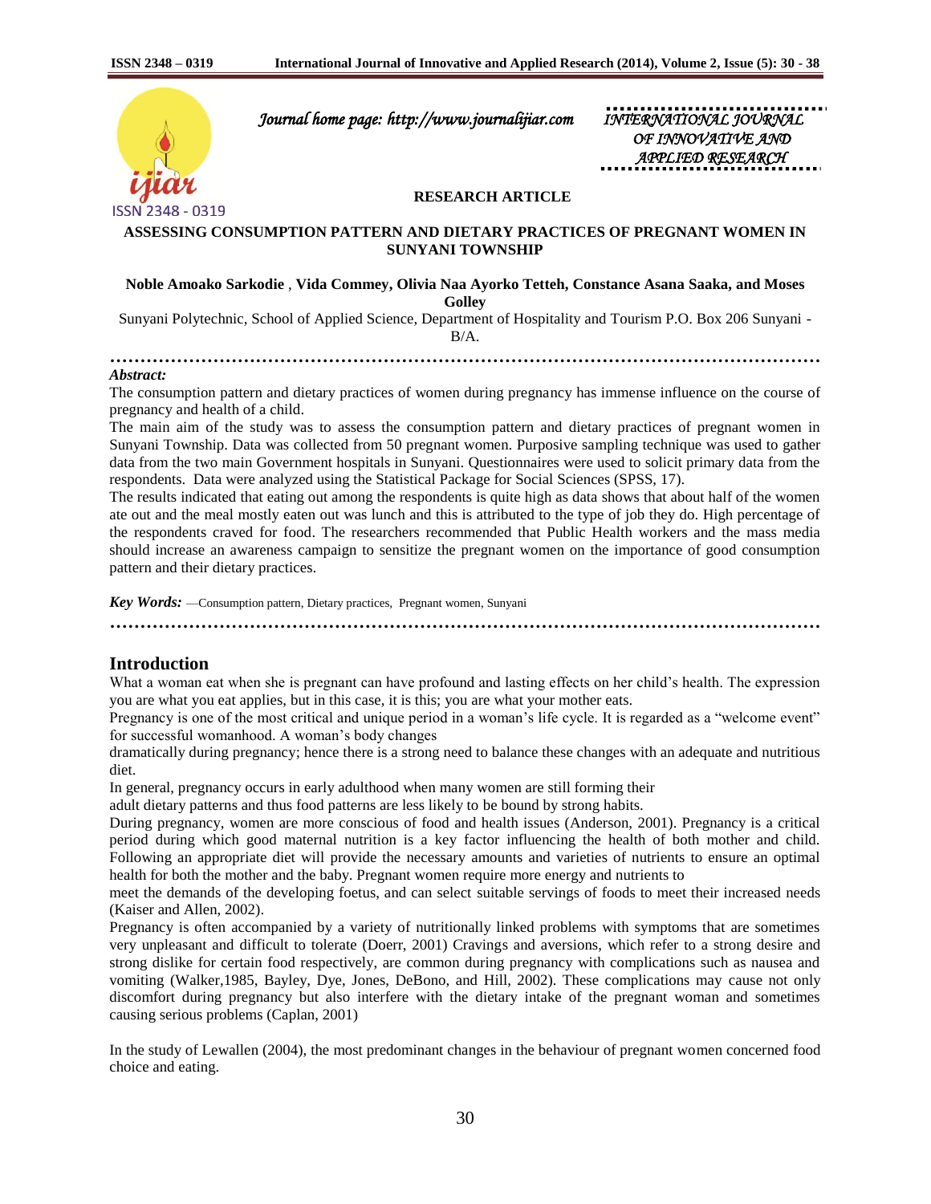*Journal home page: http://www.journalijiar.com*

*INTERNATIONAL JOURNAL OF INNOVATIVE AND APPLIED RESEARCH*

**RESEARCH ARTICLE**

# ASSESSING CONSUMPTION PATTERN AND DIETARY PRACTICES OF PREGNANT WOMEN IN SUNYANI TOWNSHIP

**Noble Amoako Sarkodie** , **Vida Commey, Olivia Naa Ayorko Tetteh, Constance Asana Saaka, and Moses Golley**

Sunyani Polytechnic, School of Applied Science, Department of Hospitality and Tourism P.O. Box 206 Sunyani - B/A.

***Abstract:***

The consumption pattern and dietary practices of women during pregnancy has immense influence on the course of pregnancy and health of a child.

The main aim of the study was to assess the consumption pattern and dietary practices of pregnant women in Sunyani Township. Data was collected from 50 pregnant women. Purposive sampling technique was used to gather data from the two main Government hospitals in Sunyani. Questionnaires were used to solicit primary data from the respondents. Data were analyzed using the Statistical Package for Social Sciences (SPSS, 17).

The results indicated that eating out among the respondents is quite high as data shows that about half of the women ate out and the meal mostly eaten out was lunch and this is attributed to the type of job they do. High percentage of the respondents craved for food. The researchers recommended that Public Health workers and the mass media should increase an awareness campaign to sensitize the pregnant women on the importance of good consumption pattern and their dietary practices.

***Key Words:*** —Consumption pattern, Dietary practices, Pregnant women, Sunyani

## Introduction

What a woman eat when she is pregnant can have profound and lasting effects on her child's health. The expression you are what you eat applies, but in this case, it is this; you are what your mother eats.

Pregnancy is one of the most critical and unique period in a woman's life cycle. It is regarded as a "welcome event" for successful womanhood. A woman's body changes dramatically during pregnancy; hence there is a strong need to balance these changes with an adequate and nutritious diet.

In general, pregnancy occurs in early adulthood when many women are still forming their adult dietary patterns and thus food patterns are less likely to be bound by strong habits.

During pregnancy, women are more conscious of food and health issues (Anderson, 2001). Pregnancy is a critical period during which good maternal nutrition is a key factor influencing the health of both mother and child. Following an appropriate diet will provide the necessary amounts and varieties of nutrients to ensure an optimal health for both the mother and the baby. Pregnant women require more energy and nutrients to meet the demands of the developing foetus, and can select suitable servings of foods to meet their increased needs (Kaiser and Allen, 2002).

Pregnancy is often accompanied by a variety of nutritionally linked problems with symptoms that are sometimes very unpleasant and difficult to tolerate (Doerr, 2001) Cravings and aversions, which refer to a strong desire and strong dislike for certain food respectively, are common during pregnancy with complications such as nausea and vomiting (Walker,1985, Bayley, Dye, Jones, DeBono, and Hill, 2002). These complications may cause not only discomfort during pregnancy but also interfere with the dietary intake of the pregnant woman and sometimes causing serious problems (Caplan, 2001)

In the study of Lewallen (2004), the most predominant changes in the behaviour of pregnant women concerned food choice and eating.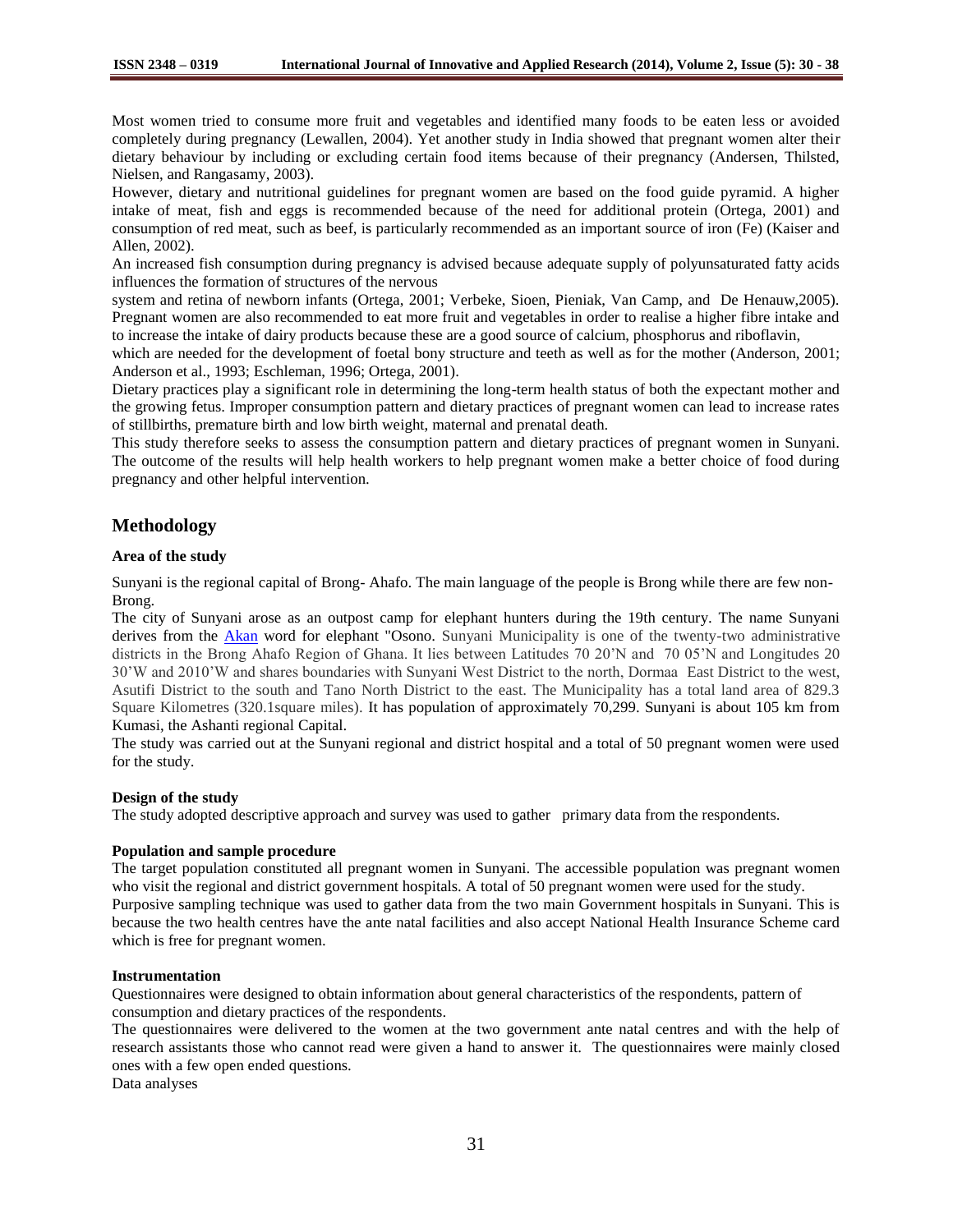Most women tried to consume more fruit and vegetables and identified many foods to be eaten less or avoided completely during pregnancy (Lewallen, 2004). Yet another study in India showed that pregnant women alter their dietary behaviour by including or excluding certain food items because of their pregnancy (Andersen, Thilsted, Nielsen, and Rangasamy, 2003).

However, dietary and nutritional guidelines for pregnant women are based on the food guide pyramid. A higher intake of meat, fish and eggs is recommended because of the need for additional protein (Ortega, 2001) and consumption of red meat, such as beef, is particularly recommended as an important source of iron (Fe) (Kaiser and Allen, 2002).

An increased fish consumption during pregnancy is advised because adequate supply of polyunsaturated fatty acids influences the formation of structures of the nervous system and retina of newborn infants (Ortega, 2001; Verbeke, Sioen, Pieniak, Van Camp, and De Henauw,2005). Pregnant women are also recommended to eat more fruit and vegetables in order to realise a higher fibre intake and to increase the intake of dairy products because these are a good source of calcium, phosphorus and riboflavin, which are needed for the development of foetal bony structure and teeth as well as for the mother (Anderson, 2001; Anderson et al., 1993; Eschleman, 1996; Ortega, 2001).

Dietary practices play a significant role in determining the long-term health status of both the expectant mother and the growing fetus. Improper consumption pattern and dietary practices of pregnant women can lead to increase rates of stillbirths, premature birth and low birth weight, maternal and prenatal death.

This study therefore seeks to assess the consumption pattern and dietary practices of pregnant women in Sunyani. The outcome of the results will help health workers to help pregnant women make a better choice of food during pregnancy and other helpful intervention.

## Methodology

### Area of the study

Sunyani is the regional capital of Brong- Ahafo. The main language of the people is Brong while there are few non-Brong.

The city of Sunyani arose as an outpost camp for elephant hunters during the 19th century. The name Sunyani derives from the Akan word for elephant "Osono. Sunyani Municipality is one of the twenty-two administrative districts in the Brong Ahafo Region of Ghana. It lies between Latitudes 70 20'N and 70 05'N and Longitudes 20 30'W and 2010'W and shares boundaries with Sunyani West District to the north, Dormaa East District to the west, Asutifi District to the south and Tano North District to the east. The Municipality has a total land area of 829.3 Square Kilometres (320.1square miles). It has population of approximately 70,299. Sunyani is about 105 km from Kumasi, the Ashanti regional Capital.

The study was carried out at the Sunyani regional and district hospital and a total of 50 pregnant women were used for the study.

### Design of the study

The study adopted descriptive approach and survey was used to gather primary data from the respondents.

### Population and sample procedure

The target population constituted all pregnant women in Sunyani. The accessible population was pregnant women who visit the regional and district government hospitals. A total of 50 pregnant women were used for the study.

Purposive sampling technique was used to gather data from the two main Government hospitals in Sunyani. This is because the two health centres have the ante natal facilities and also accept National Health Insurance Scheme card which is free for pregnant women.

### Instrumentation

Questionnaires were designed to obtain information about general characteristics of the respondents, pattern of consumption and dietary practices of the respondents.

The questionnaires were delivered to the women at the two government ante natal centres and with the help of research assistants those who cannot read were given a hand to answer it. The questionnaires were mainly closed ones with a few open ended questions.

Data analyses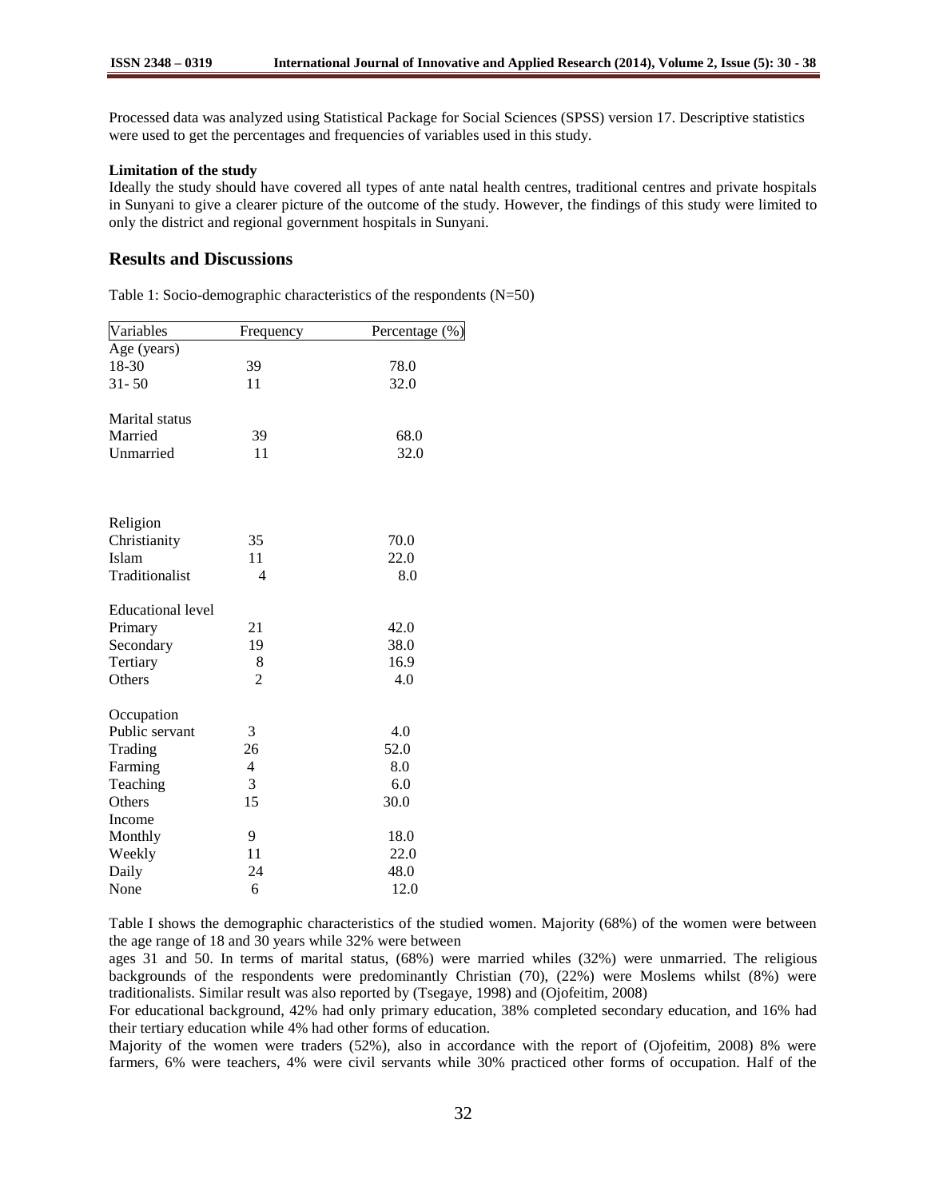Processed data was analyzed using Statistical Package for Social Sciences (SPSS) version 17. Descriptive statistics were used to get the percentages and frequencies of variables used in this study.

**Limitation of the study**

Ideally the study should have covered all types of ante natal health centres, traditional centres and private hospitals in Sunyani to give a clearer picture of the outcome of the study. However, the findings of this study were limited to only the district and regional government hospitals in Sunyani.

## Results and Discussions

Table 1: Socio-demographic characteristics of the respondents (N=50)

| Variables | Frequency | Percentage (%) |
|---|---|---|
| Age (years) | | |
| 18-30 | 39 | 78.0 |
| 31- 50 | 11 | 32.0 |
| Marital status | | |
| Married | 39 | 68.0 |
| Unmarried | 11 | 32.0 |
| Religion | | |
| Christianity | 35 | 70.0 |
| Islam | 11 | 22.0 |
| Traditionalist | 4 | 8.0 |
| Educational level | | |
| Primary | 21 | 42.0 |
| Secondary | 19 | 38.0 |
| Tertiary | 8 | 16.9 |
| Others | 2 | 4.0 |
| Occupation | | |
| Public servant | 3 | 4.0 |
| Trading | 26 | 52.0 |
| Farming | 4 | 8.0 |
| Teaching | 3 | 6.0 |
| Others | 15 | 30.0 |
| Income | | |
| Monthly | 9 | 18.0 |
| Weekly | 11 | 22.0 |
| Daily | 24 | 48.0 |
| None | 6 | 12.0 |

Table I shows the demographic characteristics of the studied women. Majority (68%) of the women were between the age range of 18 and 30 years while 32% were between ages 31 and 50. In terms of marital status, (68%) were married whiles (32%) were unmarried. The religious backgrounds of the respondents were predominantly Christian (70), (22%) were Moslems whilst (8%) were traditionalists. Similar result was also reported by (Tsegaye, 1998) and (Ojofeitim, 2008)

For educational background, 42% had only primary education, 38% completed secondary education, and 16% had their tertiary education while 4% had other forms of education.

Majority of the women were traders (52%), also in accordance with the report of (Ojofeitim, 2008) 8% were farmers, 6% were teachers, 4% were civil servants while 30% practiced other forms of occupation. Half of the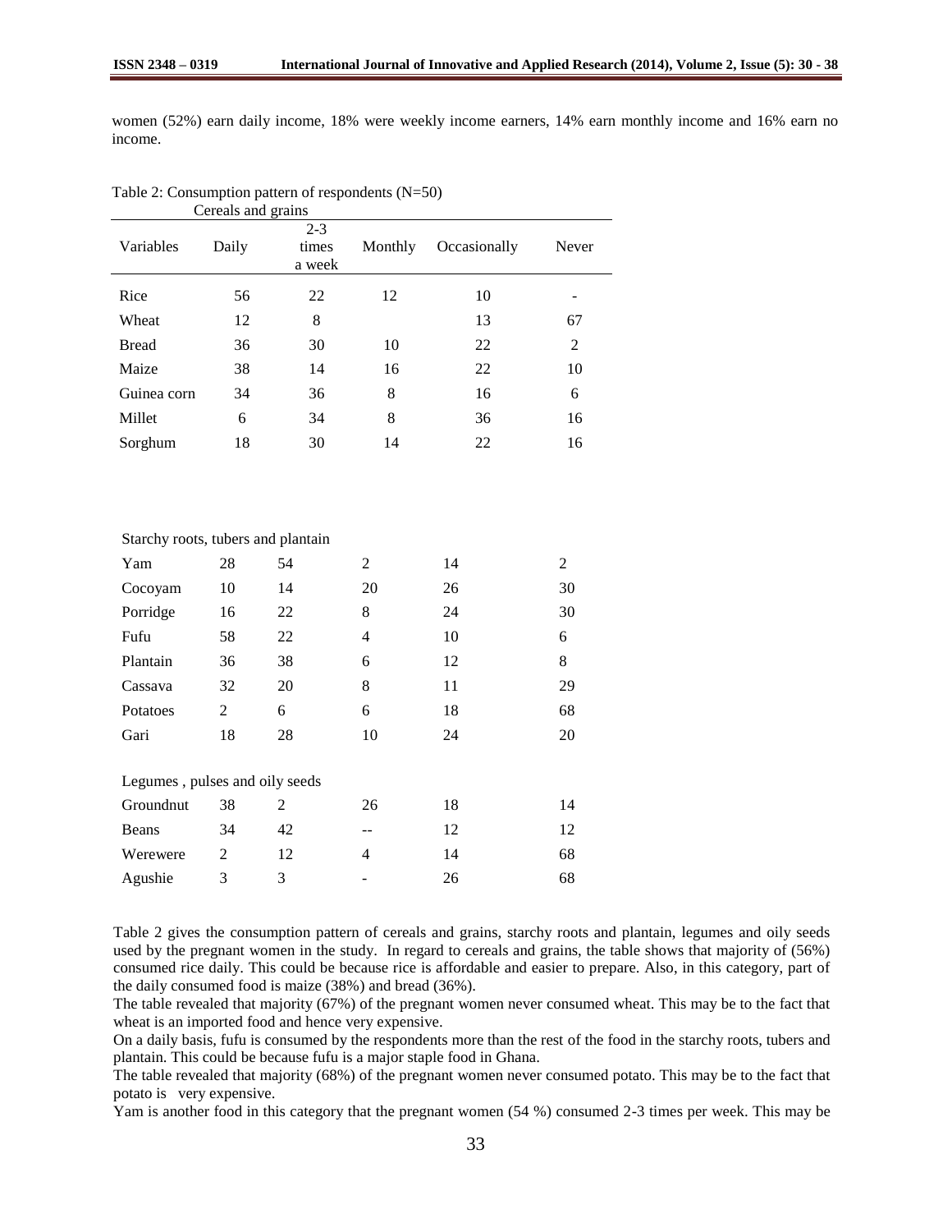women (52%) earn daily income, 18% were weekly income earners, 14% earn monthly income and 16% earn no income.

Table 2: Consumption pattern of respondents (N=50)

| Variables | Daily | 2-3 times a week | Monthly | Occasionally | Never |
|---|---|---|---|---|---|
| **Cereals and grains** | | | | | |
| Rice | 56 | 22 | 12 | 10 | - |
| Wheat | 12 | 8 | | 13 | 67 |
| Bread | 36 | 30 | 10 | 22 | 2 |
| Maize | 38 | 14 | 16 | 22 | 10 |
| Guinea corn | 34 | 36 | 8 | 16 | 6 |
| Millet | 6 | 34 | 8 | 36 | 16 |
| Sorghum | 18 | 30 | 14 | 22 | 16 |
| **Starchy roots, tubers and plantain** | | | | | |
| Yam | 28 | 54 | 2 | 14 | 2 |
| Cocoyam | 10 | 14 | 20 | 26 | 30 |
| Porridge | 16 | 22 | 8 | 24 | 30 |
| Fufu | 58 | 22 | 4 | 10 | 6 |
| Plantain | 36 | 38 | 6 | 12 | 8 |
| Cassava | 32 | 20 | 8 | 11 | 29 |
| Potatoes | 2 | 6 | 6 | 18 | 68 |
| Gari | 18 | 28 | 10 | 24 | 20 |
| **Legumes , pulses and oily seeds** | | | | | |
| Groundnut | 38 | 2 | 26 | 18 | 14 |
| Beans | 34 | 42 | -- | 12 | 12 |
| Werewere | 2 | 12 | 4 | 14 | 68 |
| Agushie | 3 | 3 | - | 26 | 68 |

Table 2 gives the consumption pattern of cereals and grains, starchy roots and plantain, legumes and oily seeds used by the pregnant women in the study. In regard to cereals and grains, the table shows that majority of (56%) consumed rice daily. This could be because rice is affordable and easier to prepare. Also, in this category, part of the daily consumed food is maize (38%) and bread (36%).

The table revealed that majority (67%) of the pregnant women never consumed wheat. This may be to the fact that wheat is an imported food and hence very expensive.

On a daily basis, fufu is consumed by the respondents more than the rest of the food in the starchy roots, tubers and plantain. This could be because fufu is a major staple food in Ghana.

The table revealed that majority (68%) of the pregnant women never consumed potato. This may be to the fact that potato is very expensive.

Yam is another food in this category that the pregnant women (54 %) consumed 2-3 times per week. This may be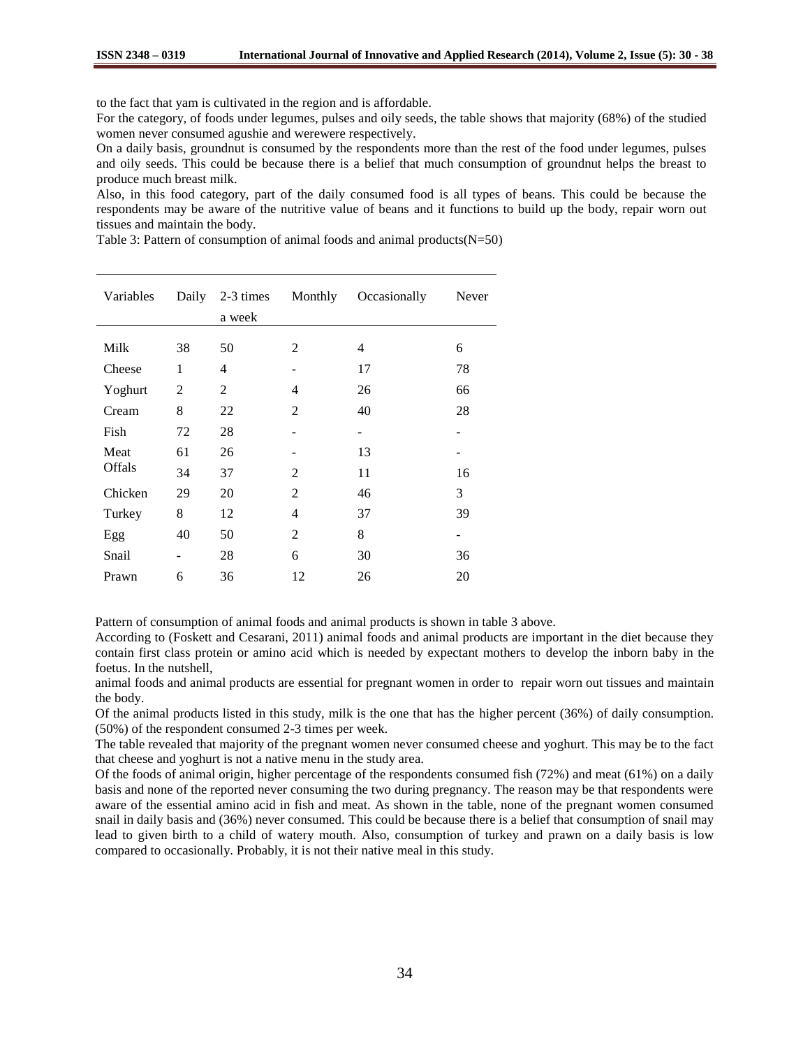to the fact that yam is cultivated in the region and is affordable.

For the category, of foods under legumes, pulses and oily seeds, the table shows that majority (68%) of the studied women never consumed agushie and werewere respectively.

On a daily basis, groundnut is consumed by the respondents more than the rest of the food under legumes, pulses and oily seeds. This could be because there is a belief that much consumption of groundnut helps the breast to produce much breast milk.

Also, in this food category, part of the daily consumed food is all types of beans. This could be because the respondents may be aware of the nutritive value of beans and it functions to build up the body, repair worn out tissues and maintain the body.

Table 3: Pattern of consumption of animal foods and animal products(N=50)

| Variables | Daily | 2-3 times a week | Monthly | Occasionally | Never |
|---|---|---|---|---|---|
| Milk | 38 | 50 | 2 | 4 | 6 |
| Cheese | 1 | 4 | - | 17 | 78 |
| Yoghurt | 2 | 2 | 4 | 26 | 66 |
| Cream | 8 | 22 | 2 | 40 | 28 |
| Fish | 72 | 28 | - | - | - |
| Meat | 61 | 26 | - | 13 | - |
| Offals | 34 | 37 | 2 | 11 | 16 |
| Chicken | 29 | 20 | 2 | 46 | 3 |
| Turkey | 8 | 12 | 4 | 37 | 39 |
| Egg | 40 | 50 | 2 | 8 | - |
| Snail | - | 28 | 6 | 30 | 36 |
| Prawn | 6 | 36 | 12 | 26 | 20 |

Pattern of consumption of animal foods and animal products is shown in table 3 above.

According to (Foskett and Cesarani, 2011) animal foods and animal products are important in the diet because they contain first class protein or amino acid which is needed by expectant mothers to develop the inborn baby in the foetus. In the nutshell,

animal foods and animal products are essential for pregnant women in order to repair worn out tissues and maintain the body.

Of the animal products listed in this study, milk is the one that has the higher percent (36%) of daily consumption. (50%) of the respondent consumed 2-3 times per week.

The table revealed that majority of the pregnant women never consumed cheese and yoghurt. This may be to the fact that cheese and yoghurt is not a native menu in the study area.

Of the foods of animal origin, higher percentage of the respondents consumed fish (72%) and meat (61%) on a daily basis and none of the reported never consuming the two during pregnancy. The reason may be that respondents were aware of the essential amino acid in fish and meat. As shown in the table, none of the pregnant women consumed snail in daily basis and (36%) never consumed. This could be because there is a belief that consumption of snail may lead to given birth to a child of watery mouth. Also, consumption of turkey and prawn on a daily basis is low compared to occasionally. Probably, it is not their native meal in this study.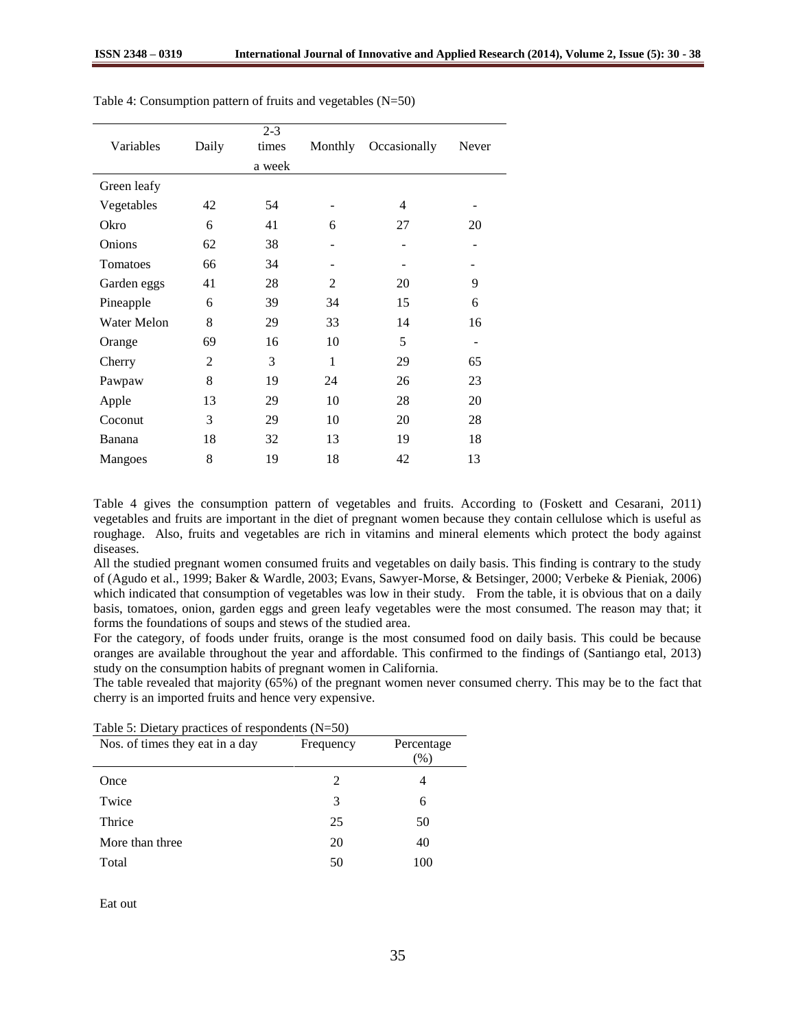Table 4: Consumption pattern of fruits and vegetables (N=50)

| Variables | Daily | 2-3 times a week | Monthly | Occasionally | Never |
|---|---|---|---|---|---|
| Green leafy Vegetables | 42 | 54 | - | 4 | - |
| Okro | 6 | 41 | 6 | 27 | 20 |
| Onions | 62 | 38 | - | - | - |
| Tomatoes | 66 | 34 | - | - | - |
| Garden eggs | 41 | 28 | 2 | 20 | 9 |
| Pineapple | 6 | 39 | 34 | 15 | 6 |
| Water Melon | 8 | 29 | 33 | 14 | 16 |
| Orange | 69 | 16 | 10 | 5 | - |
| Cherry | 2 | 3 | 1 | 29 | 65 |
| Pawpaw | 8 | 19 | 24 | 26 | 23 |
| Apple | 13 | 29 | 10 | 28 | 20 |
| Coconut | 3 | 29 | 10 | 20 | 28 |
| Banana | 18 | 32 | 13 | 19 | 18 |
| Mangoes | 8 | 19 | 18 | 42 | 13 |

Table 4 gives the consumption pattern of vegetables and fruits. According to (Foskett and Cesarani, 2011) vegetables and fruits are important in the diet of pregnant women because they contain cellulose which is useful as roughage. Also, fruits and vegetables are rich in vitamins and mineral elements which protect the body against diseases.

All the studied pregnant women consumed fruits and vegetables on daily basis. This finding is contrary to the study of (Agudo et al., 1999; Baker & Wardle, 2003; Evans, Sawyer-Morse, & Betsinger, 2000; Verbeke & Pieniak, 2006) which indicated that consumption of vegetables was low in their study. From the table, it is obvious that on a daily basis, tomatoes, onion, garden eggs and green leafy vegetables were the most consumed. The reason may that; it forms the foundations of soups and stews of the studied area.

For the category, of foods under fruits, orange is the most consumed food on daily basis. This could be because oranges are available throughout the year and affordable. This confirmed to the findings of (Santiango etal, 2013) study on the consumption habits of pregnant women in California.

The table revealed that majority (65%) of the pregnant women never consumed cherry. This may be to the fact that cherry is an imported fruits and hence very expensive.

Table 5: Dietary practices of respondents (N=50)

| Nos. of times they eat in a day | Frequency | Percentage (%) |
|---|---|---|
| Once | 2 | 4 |
| Twice | 3 | 6 |
| Thrice | 25 | 50 |
| More than three | 20 | 40 |
| Total | 50 | 100 |

Eat out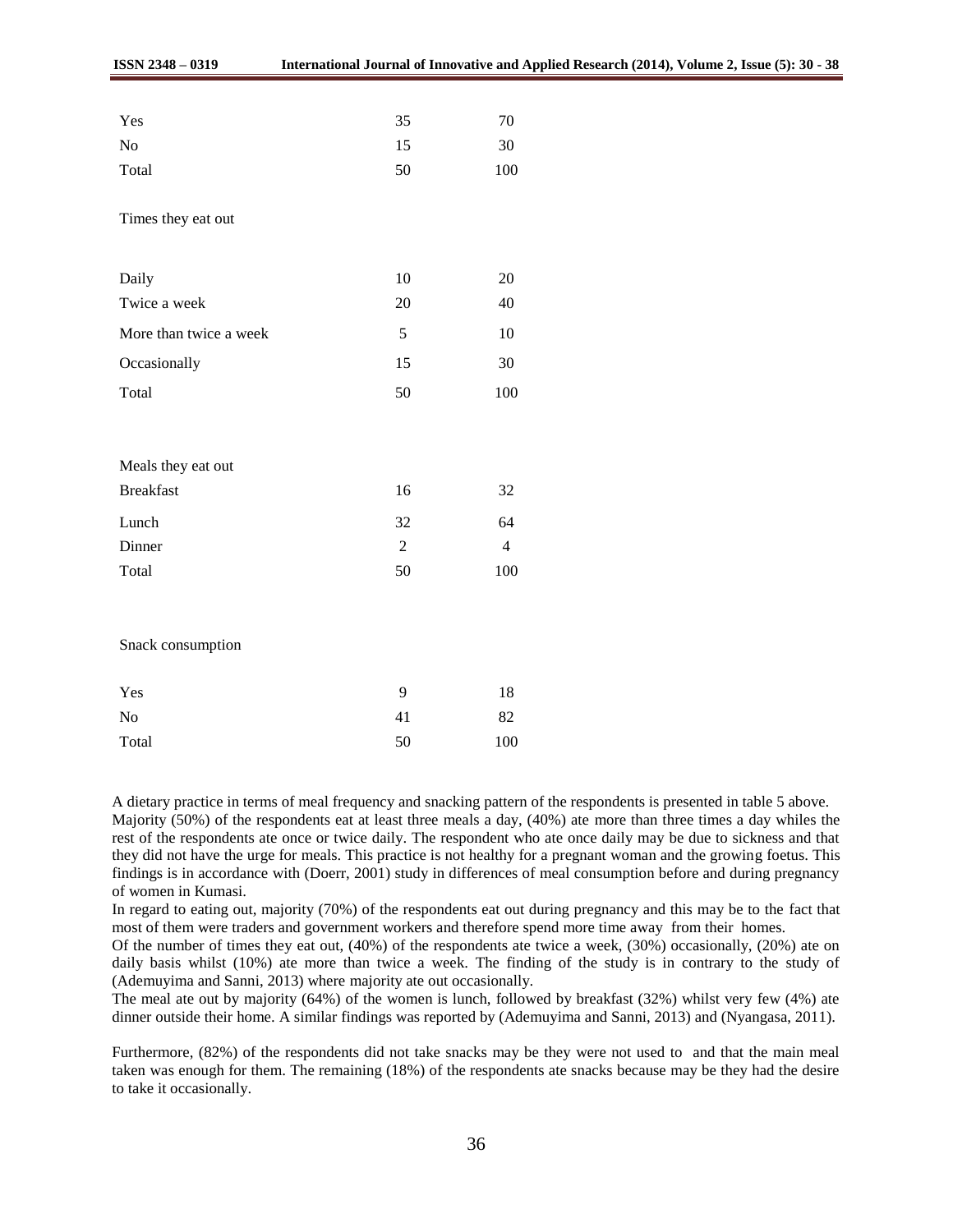| | | |
|---|---|---|
| Yes | 35 | 70 |
| No | 15 | 30 |
| Total | 50 | 100 |
| Times they eat out | | |
| Daily | 10 | 20 |
| Twice a week | 20 | 40 |
| More than twice a week | 5 | 10 |
| Occasionally | 15 | 30 |
| Total | 50 | 100 |
| Meals they eat out | | |
| Breakfast | 16 | 32 |
| Lunch | 32 | 64 |
| Dinner | 2 | 4 |
| Total | 50 | 100 |
| Snack consumption | | |
| Yes | 9 | 18 |
| No | 41 | 82 |
| Total | 50 | 100 |

A dietary practice in terms of meal frequency and snacking pattern of the respondents is presented in table 5 above. Majority (50%) of the respondents eat at least three meals a day, (40%) ate more than three times a day whiles the rest of the respondents ate once or twice daily. The respondent who ate once daily may be due to sickness and that they did not have the urge for meals. This practice is not healthy for a pregnant woman and the growing foetus. This findings is in accordance with (Doerr, 2001) study in differences of meal consumption before and during pregnancy of women in Kumasi.

In regard to eating out, majority (70%) of the respondents eat out during pregnancy and this may be to the fact that most of them were traders and government workers and therefore spend more time away from their homes.

Of the number of times they eat out, (40%) of the respondents ate twice a week, (30%) occasionally, (20%) ate on daily basis whilst (10%) ate more than twice a week. The finding of the study is in contrary to the study of (Ademuyima and Sanni, 2013) where majority ate out occasionally.

The meal ate out by majority (64%) of the women is lunch, followed by breakfast (32%) whilst very few (4%) ate dinner outside their home. A similar findings was reported by (Ademuyima and Sanni, 2013) and (Nyangasa, 2011).

Furthermore, (82%) of the respondents did not take snacks may be they were not used to and that the main meal taken was enough for them. The remaining (18%) of the respondents ate snacks because may be they had the desire to take it occasionally.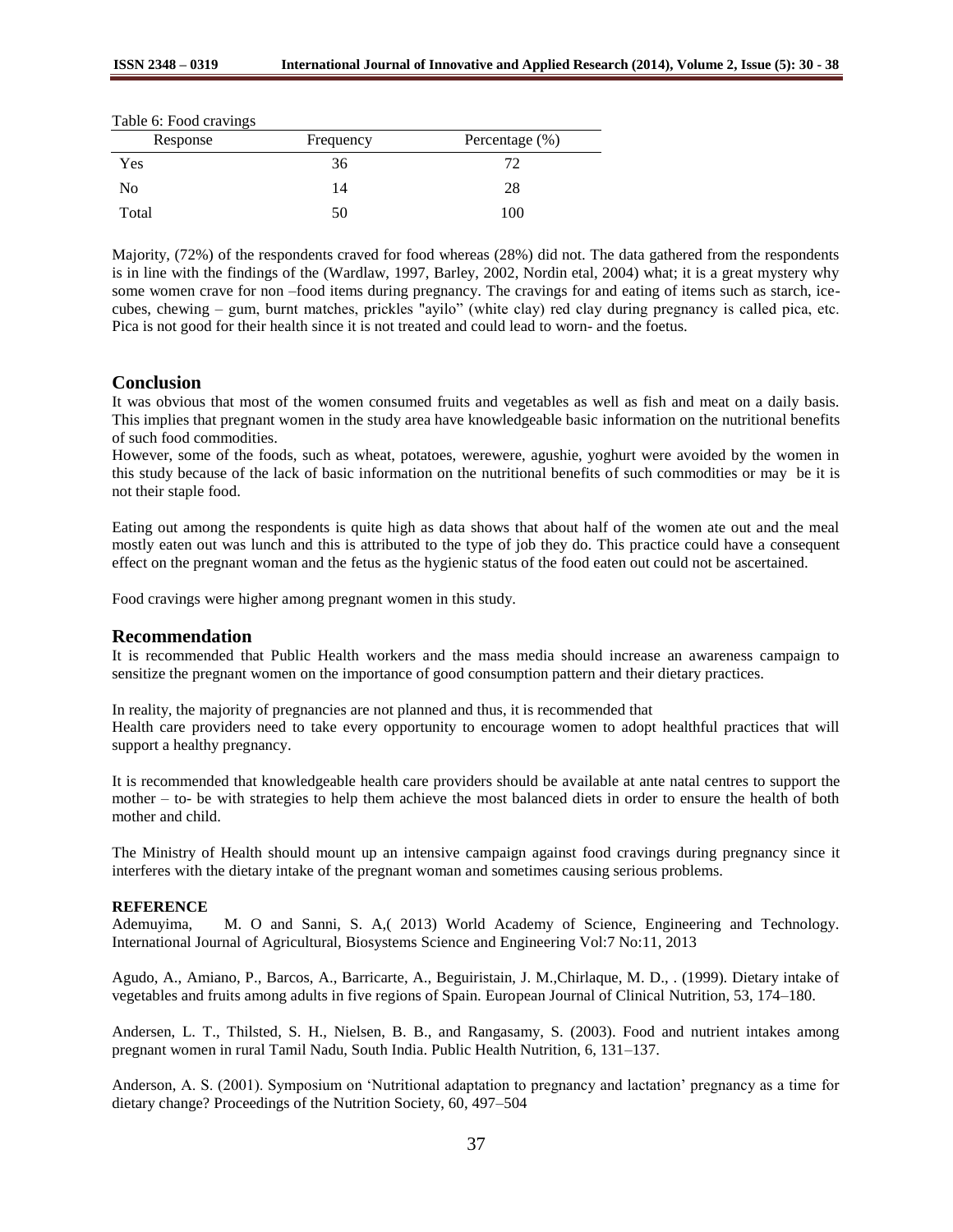Table 6: Food cravings

| Response | Frequency | Percentage (%) |
|---|---|---|
| Yes | 36 | 72 |
| No | 14 | 28 |
| Total | 50 | 100 |

Majority, (72%) of the respondents craved for food whereas (28%) did not. The data gathered from the respondents is in line with the findings of the (Wardlaw, 1997, Barley, 2002, Nordin etal, 2004) what; it is a great mystery why some women crave for non –food items during pregnancy. The cravings for and eating of items such as starch, ice-cubes, chewing – gum, burnt matches, prickles "ayilo" (white clay) red clay during pregnancy is called pica, etc. Pica is not good for their health since it is not treated and could lead to worn- and the foetus.

## Conclusion

It was obvious that most of the women consumed fruits and vegetables as well as fish and meat on a daily basis. This implies that pregnant women in the study area have knowledgeable basic information on the nutritional benefits of such food commodities.

However, some of the foods, such as wheat, potatoes, werewere, agushie, yoghurt were avoided by the women in this study because of the lack of basic information on the nutritional benefits of such commodities or may be it is not their staple food.

Eating out among the respondents is quite high as data shows that about half of the women ate out and the meal mostly eaten out was lunch and this is attributed to the type of job they do. This practice could have a consequent effect on the pregnant woman and the fetus as the hygienic status of the food eaten out could not be ascertained.

Food cravings were higher among pregnant women in this study.

## Recommendation

It is recommended that Public Health workers and the mass media should increase an awareness campaign to sensitize the pregnant women on the importance of good consumption pattern and their dietary practices.

In reality, the majority of pregnancies are not planned and thus, it is recommended that
Health care providers need to take every opportunity to encourage women to adopt healthful practices that will support a healthy pregnancy.

It is recommended that knowledgeable health care providers should be available at ante natal centres to support the mother – to- be with strategies to help them achieve the most balanced diets in order to ensure the health of both mother and child.

The Ministry of Health should mount up an intensive campaign against food cravings during pregnancy since it interferes with the dietary intake of the pregnant woman and sometimes causing serious problems.

**REFERENCE**

Ademuyima, M. O and Sanni, S. A,( 2013) World Academy of Science, Engineering and Technology. International Journal of Agricultural, Biosystems Science and Engineering Vol:7 No:11, 2013

Agudo, A., Amiano, P., Barcos, A., Barricarte, A., Beguiristain, J. M.,Chirlaque, M. D., . (1999). Dietary intake of vegetables and fruits among adults in five regions of Spain. European Journal of Clinical Nutrition, 53, 174–180.

Andersen, L. T., Thilsted, S. H., Nielsen, B. B., and Rangasamy, S. (2003). Food and nutrient intakes among pregnant women in rural Tamil Nadu, South India. Public Health Nutrition, 6, 131–137.

Anderson, A. S. (2001). Symposium on 'Nutritional adaptation to pregnancy and lactation' pregnancy as a time for dietary change? Proceedings of the Nutrition Society, 60, 497–504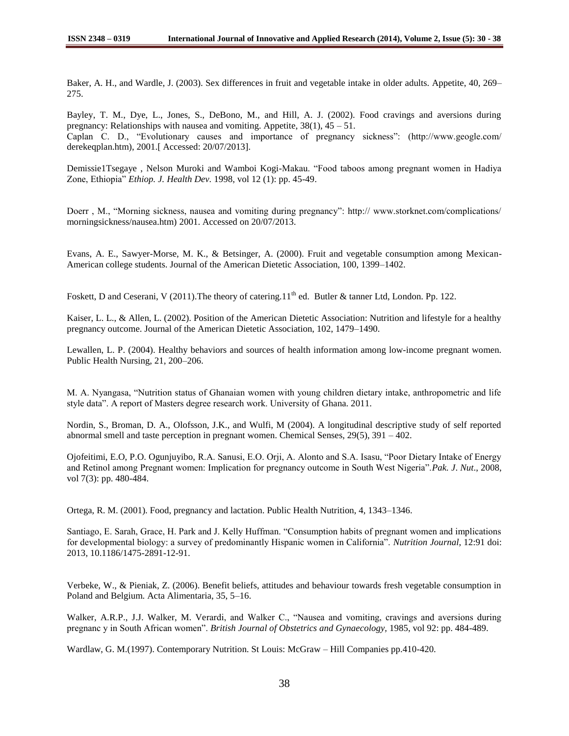Baker, A. H., and Wardle, J. (2003). Sex differences in fruit and vegetable intake in older adults. Appetite, 40, 269–275.

Bayley, T. M., Dye, L., Jones, S., DeBono, M., and Hill, A. J. (2002). Food cravings and aversions during pregnancy: Relationships with nausea and vomiting. Appetite, 38(1), 45 – 51.
Caplan C. D., "Evolutionary causes and importance of pregnancy sickness": (http://www.google.com/derekeqplan.htm), 2001.[ Accessed: 20/07/2013].

Demissie1Tsegaye , Nelson Muroki and Wamboi Kogi-Makau. "Food taboos among pregnant women in Hadiya Zone, Ethiopia" *Ethiop. J. Health Dev.* 1998, vol 12 (1): pp. 45-49.

Doerr , M., "Morning sickness, nausea and vomiting during pregnancy": http:// www.storknet.com/complications/ morningsickness/nausea.htm) 2001. Accessed on 20/07/2013.

Evans, A. E., Sawyer-Morse, M. K., & Betsinger, A. (2000). Fruit and vegetable consumption among Mexican-American college students. Journal of the American Dietetic Association, 100, 1399–1402.

Foskett, D and Ceserani, V (2011).The theory of catering.11th ed. Butler & tanner Ltd, London. Pp. 122.

Kaiser, L. L., & Allen, L. (2002). Position of the American Dietetic Association: Nutrition and lifestyle for a healthy pregnancy outcome. Journal of the American Dietetic Association, 102, 1479–1490.

Lewallen, L. P. (2004). Healthy behaviors and sources of health information among low-income pregnant women. Public Health Nursing, 21, 200–206.

M. A. Nyangasa, "Nutrition status of Ghanaian women with young children dietary intake, anthropometric and life style data". A report of Masters degree research work. University of Ghana. 2011.

Nordin, S., Broman, D. A., Olofsson, J.K., and Wulfi, M (2004). A longitudinal descriptive study of self reported abnormal smell and taste perception in pregnant women. Chemical Senses, 29(5), 391 – 402.

Ojofeitimi, E.O, P.O. Ogunjuyibo, R.A. Sanusi, E.O. Orji, A. Alonto and S.A. Isasu, "Poor Dietary Intake of Energy and Retinol among Pregnant women: Implication for pregnancy outcome in South West Nigeria".*Pak. J. Nut*., 2008, vol 7(3): pp. 480-484.

Ortega, R. M. (2001). Food, pregnancy and lactation. Public Health Nutrition, 4, 1343–1346.

Santiago, E. Sarah, Grace, H. Park and J. Kelly Huffman. "Consumption habits of pregnant women and implications for developmental biology: a survey of predominantly Hispanic women in California". *Nutrition Journal*, 12:91 doi: 2013, 10.1186/1475-2891-12-91.

Verbeke, W., & Pieniak, Z. (2006). Benefit beliefs, attitudes and behaviour towards fresh vegetable consumption in Poland and Belgium. Acta Alimentaria, 35, 5–16.

Walker, A.R.P., J.J. Walker, M. Verardi, and Walker C., "Nausea and vomiting, cravings and aversions during pregnanc y in South African women". *British Journal of Obstetrics and Gynaecology,* 1985, vol 92: pp. 484-489.

Wardlaw, G. M.(1997). Contemporary Nutrition. St Louis: McGraw – Hill Companies pp.410-420.